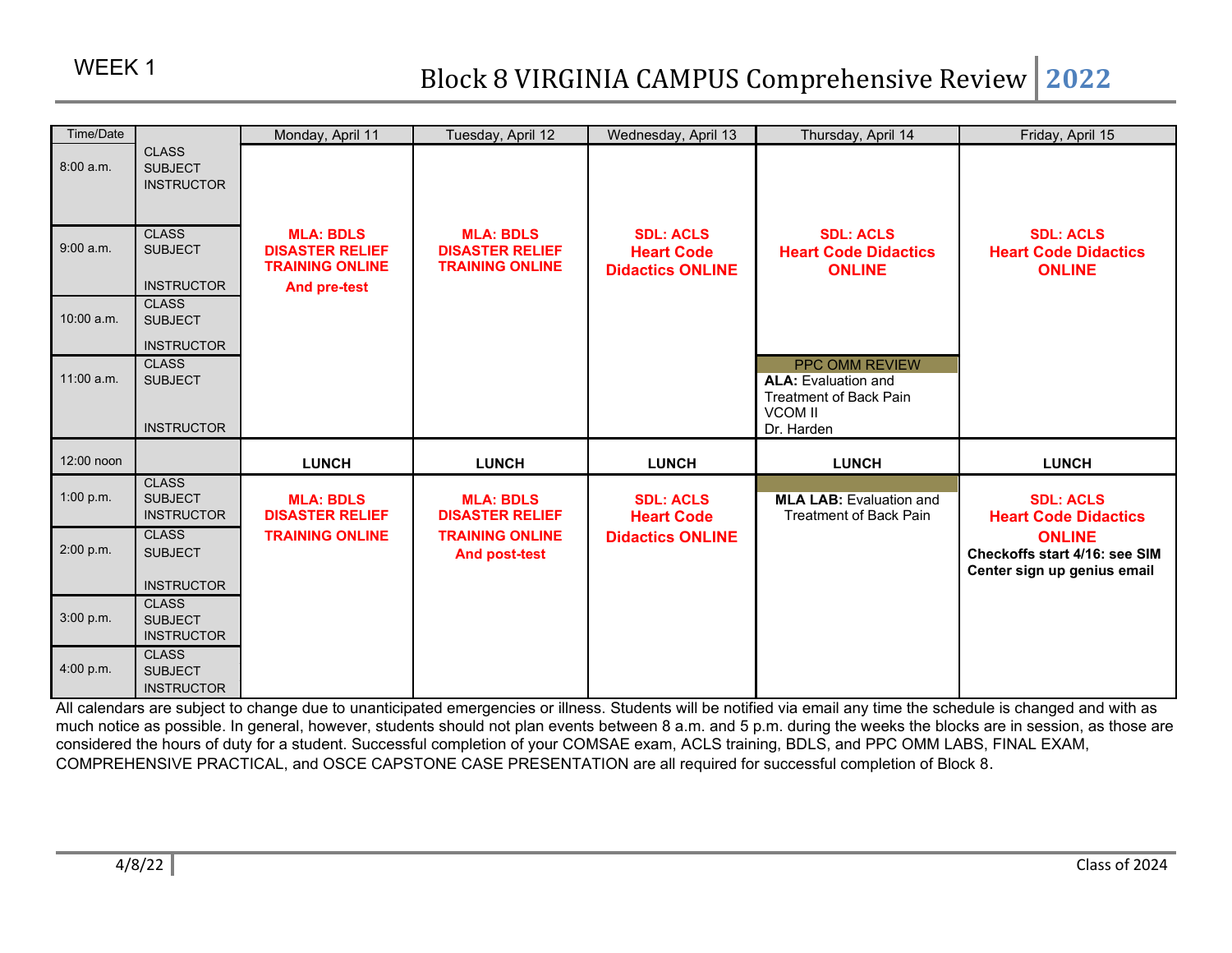WEEK 1

# Block 8 VIRGINIA CAMPUS Comprehensive Review 2022

| Time/Date | | Monday, April 11 | Tuesday, April 12 | Wednesday, April 13 | Thursday, April 14 | Friday, April 15 |
|---|---|---|---|---|---|---|
| 8:00 a.m. | CLASS SUBJECT INSTRUCTOR | | | | | |
| 9:00 a.m. | CLASS SUBJECT INSTRUCTOR | **MLA: BDLS DISASTER RELIEF TRAINING ONLINE And pre-test** | **MLA: BDLS DISASTER RELIEF TRAINING ONLINE** | **SDL: ACLS Heart Code Didactics ONLINE** | **SDL: ACLS Heart Code Didactics ONLINE** | **SDL: ACLS Heart Code Didactics ONLINE** |
| 10:00 a.m. | CLASS SUBJECT INSTRUCTOR | | | | | |
| 11:00 a.m. | CLASS SUBJECT INSTRUCTOR | | | | PPC OMM REVIEW **ALA:** Evaluation and Treatment of Back Pain VCOM II Dr. Harden | |
| 12:00 noon | | **LUNCH** | **LUNCH** | **LUNCH** | **LUNCH** | **LUNCH** |
| 1:00 p.m. | CLASS SUBJECT INSTRUCTOR | **MLA: BDLS DISASTER RELIEF TRAINING ONLINE** | **MLA: BDLS DISASTER RELIEF TRAINING ONLINE And post-test** | **SDL: ACLS Heart Code Didactics ONLINE** | **MLA LAB:** Evaluation and Treatment of Back Pain | **SDL: ACLS Heart Code Didactics ONLINE** **Checkoffs start 4/16: see SIM Center sign up genius email** |
| 2:00 p.m. | CLASS SUBJECT INSTRUCTOR | | | | | |
| 3:00 p.m. | CLASS SUBJECT INSTRUCTOR | | | | | |
| 4:00 p.m. | CLASS SUBJECT INSTRUCTOR | | | | | |

All calendars are subject to change due to unanticipated emergencies or illness. Students will be notified via email any time the schedule is changed and with as much notice as possible. In general, however, students should not plan events between 8 a.m. and 5 p.m. during the weeks the blocks are in session, as those are considered the hours of duty for a student. Successful completion of your COMSAE exam, ACLS training, BDLS, and PPC OMM LABS, FINAL EXAM, COMPREHENSIVE PRACTICAL, and OSCE CAPSTONE CASE PRESENTATION are all required for successful completion of Block 8.

4/8/22 | Class of 2024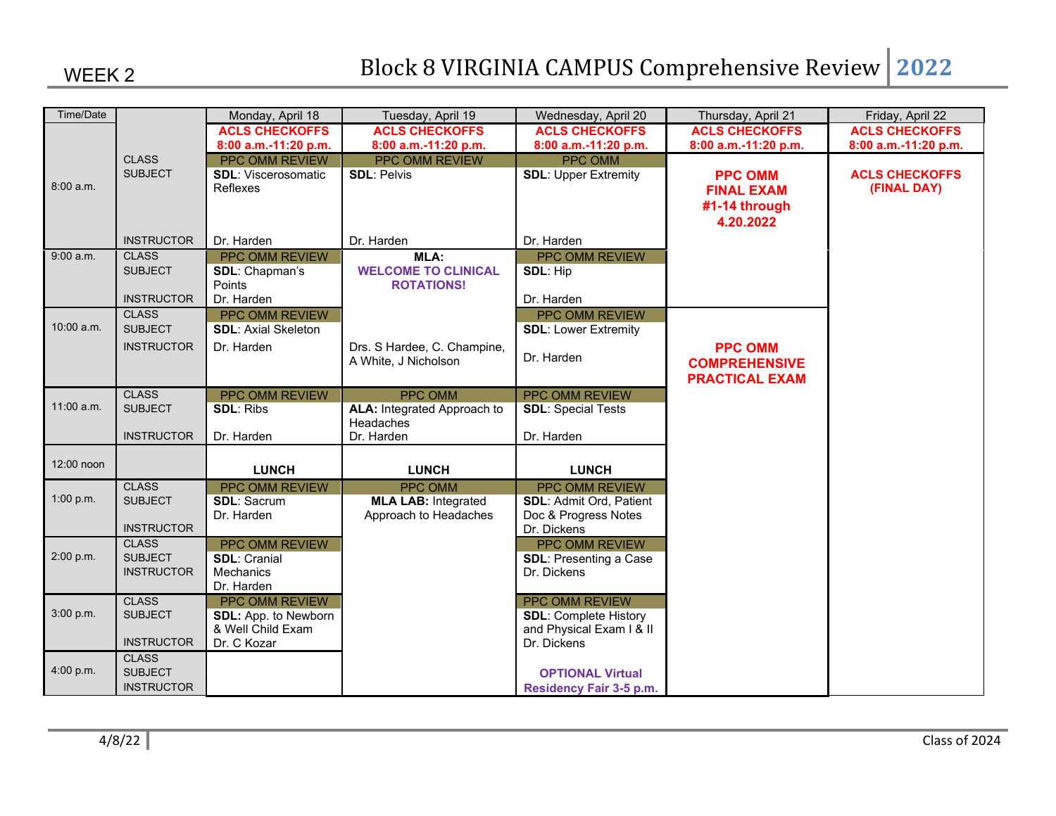# WEEK 2

# Block 8 VIRGINIA CAMPUS Comprehensive Review 2022

| Time/Date | | Monday, April 18 | Tuesday, April 19 | Wednesday, April 20 | Thursday, April 21 | Friday, April 22 |
|---|---|---|---|---|---|---|
| | | **ACLS CHECKOFFS 8:00 a.m.-11:20 p.m.** | **ACLS CHECKOFFS 8:00 a.m.-11:20 p.m.** | **ACLS CHECKOFFS 8:00 a.m.-11:20 p.m.** | **ACLS CHECKOFFS 8:00 a.m.-11:20 p.m.** | **ACLS CHECKOFFS 8:00 a.m.-11:20 p.m.** |
| 8:00 a.m. | CLASS SUBJECT INSTRUCTOR | PPC OMM REVIEW **SDL**: Viscerosomatic Reflexes Dr. Harden | PPC OMM REVIEW **SDL**: Pelvis Dr. Harden | PPC OMM **SDL**: Upper Extremity Dr. Harden | **PPC OMM FINAL EXAM #1-14 through 4.20.2022** | **ACLS CHECKOFFS (FINAL DAY)** |
| 9:00 a.m. | CLASS SUBJECT INSTRUCTOR | PPC OMM REVIEW **SDL**: Chapman's Points Dr. Harden | **MLA: WELCOME TO CLINICAL ROTATIONS!** | PPC OMM REVIEW **SDL**: Hip Dr. Harden | | |
| 10:00 a.m. | CLASS SUBJECT INSTRUCTOR | PPC OMM REVIEW **SDL**: Axial Skeleton Dr. Harden | Drs. S Hardee, C. Champine, A White, J Nicholson | PPC OMM REVIEW **SDL**: Lower Extremity Dr. Harden | **PPC OMM COMPREHENSIVE PRACTICAL EXAM** | |
| 11:00 a.m. | CLASS SUBJECT INSTRUCTOR | PPC OMM REVIEW **SDL**: Ribs Dr. Harden | PPC OMM **ALA:** Integrated Approach to Headaches Dr. Harden | PPC OMM REVIEW **SDL**: Special Tests Dr. Harden | | |
| 12:00 noon | | **LUNCH** | **LUNCH** | **LUNCH** | | |
| 1:00 p.m. | CLASS SUBJECT INSTRUCTOR | PPC OMM REVIEW **SDL**: Sacrum Dr. Harden | PPC OMM **MLA LAB:** Integrated Approach to Headaches | PPC OMM REVIEW **SDL**: Admit Ord, Patient Doc & Progress Notes Dr. Dickens | | |
| 2:00 p.m. | CLASS SUBJECT INSTRUCTOR | PPC OMM REVIEW **SDL**: Cranial Mechanics Dr. Harden | | PPC OMM REVIEW **SDL**: Presenting a Case Dr. Dickens | | |
| 3:00 p.m. | CLASS SUBJECT INSTRUCTOR | PPC OMM REVIEW **SDL:** App. to Newborn & Well Child Exam Dr. C Kozar | | PPC OMM REVIEW **SDL**: Complete History and Physical Exam I & II Dr. Dickens | | |
| 4:00 p.m. | CLASS SUBJECT INSTRUCTOR | | | **OPTIONAL Virtual Residency Fair 3-5 p.m.** | | |

4/8/22 Class of 2024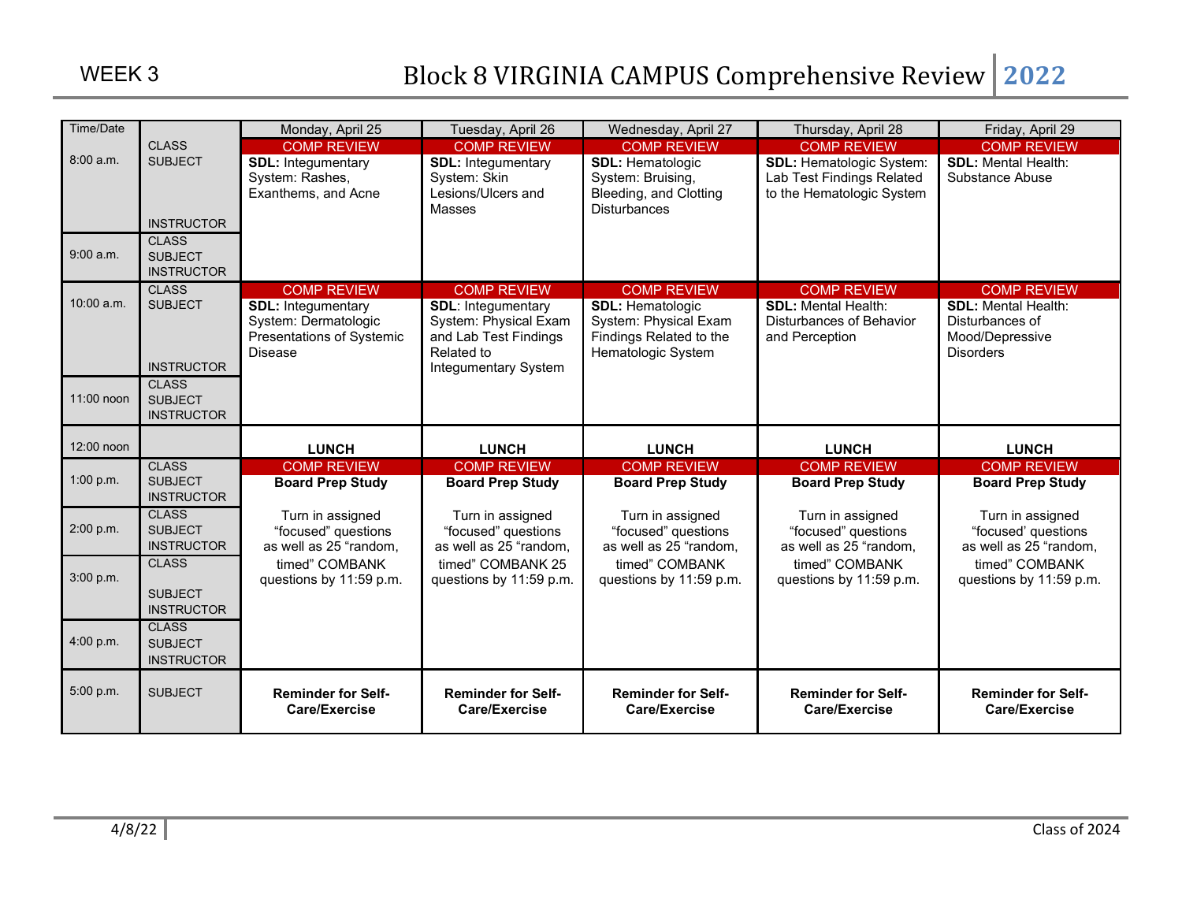WEEK 3

# Block 8 VIRGINIA CAMPUS Comprehensive Review 2022

| Time/Date | | Monday, April 25 | Tuesday, April 26 | Wednesday, April 27 | Thursday, April 28 | Friday, April 29 |
|---|---|---|---|---|---|---|
| 8:00 a.m. | CLASS SUBJECT INSTRUCTOR | COMP REVIEW **SDL:** Integumentary System: Rashes, Exanthems, and Acne | COMP REVIEW **SDL:** Integumentary System: Skin Lesions/Ulcers and Masses | COMP REVIEW **SDL:** Hematologic System: Bruising, Bleeding, and Clotting Disturbances | COMP REVIEW **SDL:** Hematologic System: Lab Test Findings Related to the Hematologic System | COMP REVIEW **SDL:** Mental Health: Substance Abuse |
| 9:00 a.m. | CLASS SUBJECT INSTRUCTOR | | | | | |
| 10:00 a.m. | CLASS SUBJECT INSTRUCTOR | COMP REVIEW **SDL:** Integumentary System: Dermatologic Presentations of Systemic Disease | COMP REVIEW **SDL:** Integumentary System: Physical Exam and Lab Test Findings Related to Integumentary System | COMP REVIEW **SDL:** Hematologic System: Physical Exam Findings Related to the Hematologic System | COMP REVIEW **SDL:** Mental Health: Disturbances of Behavior and Perception | COMP REVIEW **SDL:** Mental Health: Disturbances of Mood/Depressive Disorders |
| 11:00 noon | CLASS SUBJECT INSTRUCTOR | | | | | |
| 12:00 noon | | **LUNCH** | **LUNCH** | **LUNCH** | **LUNCH** | **LUNCH** |
| 1:00 p.m. | CLASS SUBJECT INSTRUCTOR | COMP REVIEW **Board Prep Study** Turn in assigned "focused" questions as well as 25 "random, timed" COMBANK questions by 11:59 p.m. | COMP REVIEW **Board Prep Study** Turn in assigned "focused" questions as well as 25 "random, timed" COMBANK 25 questions by 11:59 p.m. | COMP REVIEW **Board Prep Study** Turn in assigned "focused" questions as well as 25 "random, timed" COMBANK questions by 11:59 p.m. | COMP REVIEW **Board Prep Study** Turn in assigned "focused" questions as well as 25 "random, timed" COMBANK questions by 11:59 p.m. | COMP REVIEW **Board Prep Study** Turn in assigned "focused' questions as well as 25 "random, timed" COMBANK questions by 11:59 p.m. |
| 2:00 p.m. | CLASS SUBJECT INSTRUCTOR | | | | | |
| 3:00 p.m. | CLASS SUBJECT INSTRUCTOR | | | | | |
| 4:00 p.m. | CLASS SUBJECT INSTRUCTOR | | | | | |
| 5:00 p.m. | SUBJECT | **Reminder for Self-Care/Exercise** | **Reminder for Self-Care/Exercise** | **Reminder for Self-Care/Exercise** | **Reminder for Self-Care/Exercise** | **Reminder for Self-Care/Exercise** |

4/8/22 Class of 2024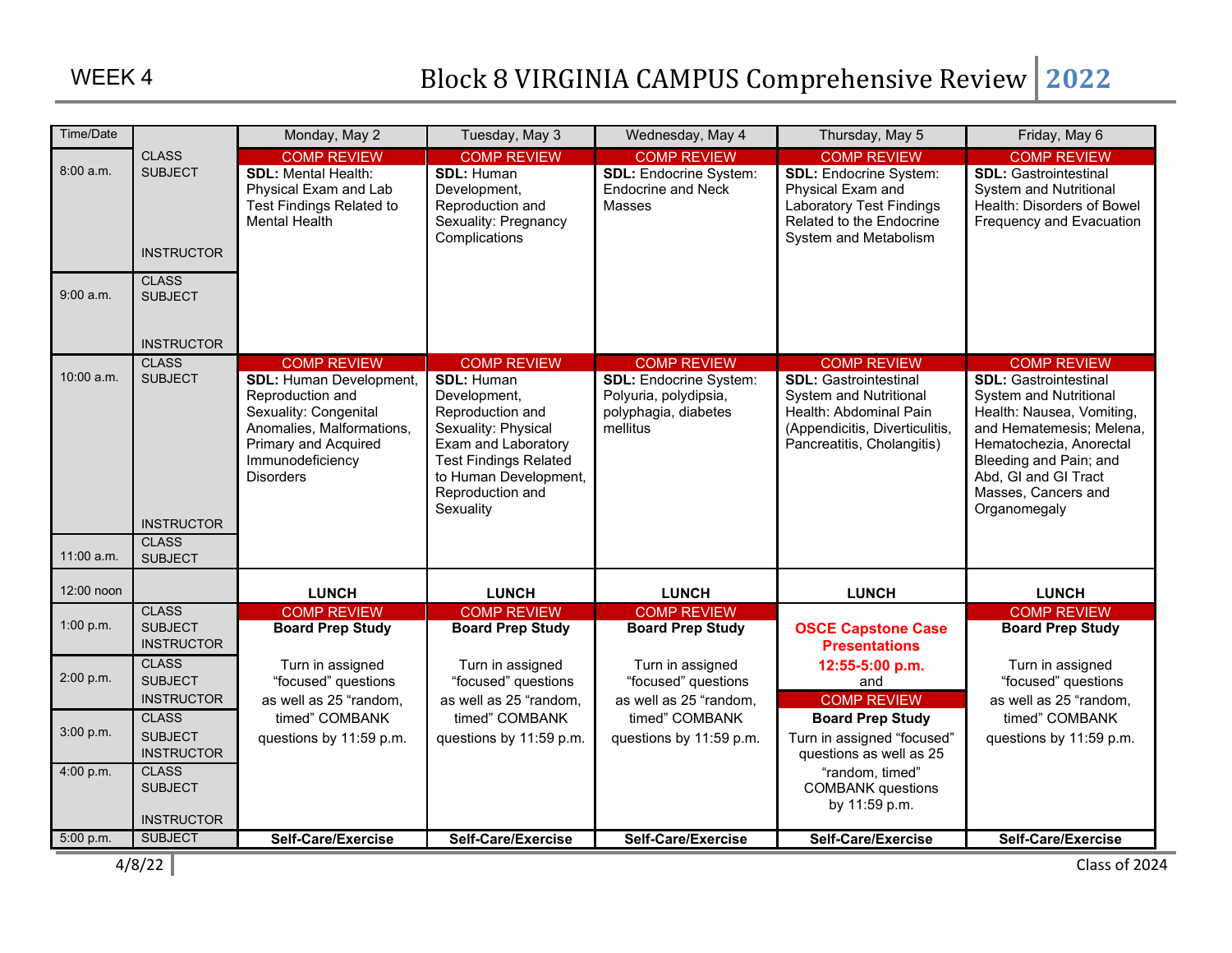WEEK 4

# Block 8 VIRGINIA CAMPUS Comprehensive Review 2022

| Time/Date | | Monday, May 2 | Tuesday, May 3 | Wednesday, May 4 | Thursday, May 5 | Friday, May 6 |
|---|---|---|---|---|---|---|
| 8:00 a.m. | CLASS SUBJECT INSTRUCTOR | COMP REVIEW **SDL:** Mental Health: Physical Exam and Lab Test Findings Related to Mental Health | COMP REVIEW **SDL:** Human Development, Reproduction and Sexuality: Pregnancy Complications | COMP REVIEW **SDL:** Endocrine System: Endocrine and Neck Masses | COMP REVIEW **SDL:** Endocrine System: Physical Exam and Laboratory Test Findings Related to the Endocrine System and Metabolism | COMP REVIEW **SDL:** Gastrointestinal System and Nutritional Health: Disorders of Bowel Frequency and Evacuation |
| 9:00 a.m. | CLASS SUBJECT INSTRUCTOR | | | | | |
| 10:00 a.m. | CLASS SUBJECT INSTRUCTOR | COMP REVIEW **SDL:** Human Development, Reproduction and Sexuality: Congenital Anomalies, Malformations, Primary and Acquired Immunodeficiency Disorders | COMP REVIEW **SDL:** Human Development, Reproduction and Sexuality: Physical Exam and Laboratory Test Findings Related to Human Development, Reproduction and Sexuality | COMP REVIEW **SDL:** Endocrine System: Polyuria, polydipsia, polyphagia, diabetes mellitus | COMP REVIEW **SDL:** Gastrointestinal System and Nutritional Health: Abdominal Pain (Appendicitis, Diverticulitis, Pancreatitis, Cholangitis) | COMP REVIEW **SDL:** Gastrointestinal System and Nutritional Health: Nausea, Vomiting, and Hematemesis; Melena, Hematochezia, Anorectal Bleeding and Pain; and Abd, GI and GI Tract Masses, Cancers and Organomegaly |
| 11:00 a.m. | CLASS SUBJECT | | | | | |
| 12:00 noon | | **LUNCH** | **LUNCH** | **LUNCH** | **LUNCH** | **LUNCH** |
| 1:00 p.m. | CLASS SUBJECT INSTRUCTOR | COMP REVIEW **Board Prep Study** Turn in assigned "focused" questions as well as 25 "random, timed" COMBANK questions by 11:59 p.m. | COMP REVIEW **Board Prep Study** Turn in assigned "focused" questions as well as 25 "random, timed" COMBANK questions by 11:59 p.m. | COMP REVIEW **Board Prep Study** Turn in assigned "focused" questions as well as 25 "random, timed" COMBANK questions by 11:59 p.m. | **OSCE Capstone Case Presentations 12:55-5:00 p.m.** and | COMP REVIEW **Board Prep Study** Turn in assigned "focused" questions as well as 25 "random, timed" COMBANK questions by 11:59 p.m. |
| 2:00 p.m. | CLASS SUBJECT INSTRUCTOR | | | | COMP REVIEW **Board Prep Study** Turn in assigned "focused" questions as well as 25 "random, timed" COMBANK questions by 11:59 p.m. | |
| 3:00 p.m. | CLASS SUBJECT INSTRUCTOR | | | | | |
| 4:00 p.m. | CLASS SUBJECT INSTRUCTOR | | | | | |
| 5:00 p.m. | SUBJECT | **Self-Care/Exercise** | **Self-Care/Exercise** | **Self-Care/Exercise** | **Self-Care/Exercise** | **Self-Care/Exercise** |

4/8/22 | Class of 2024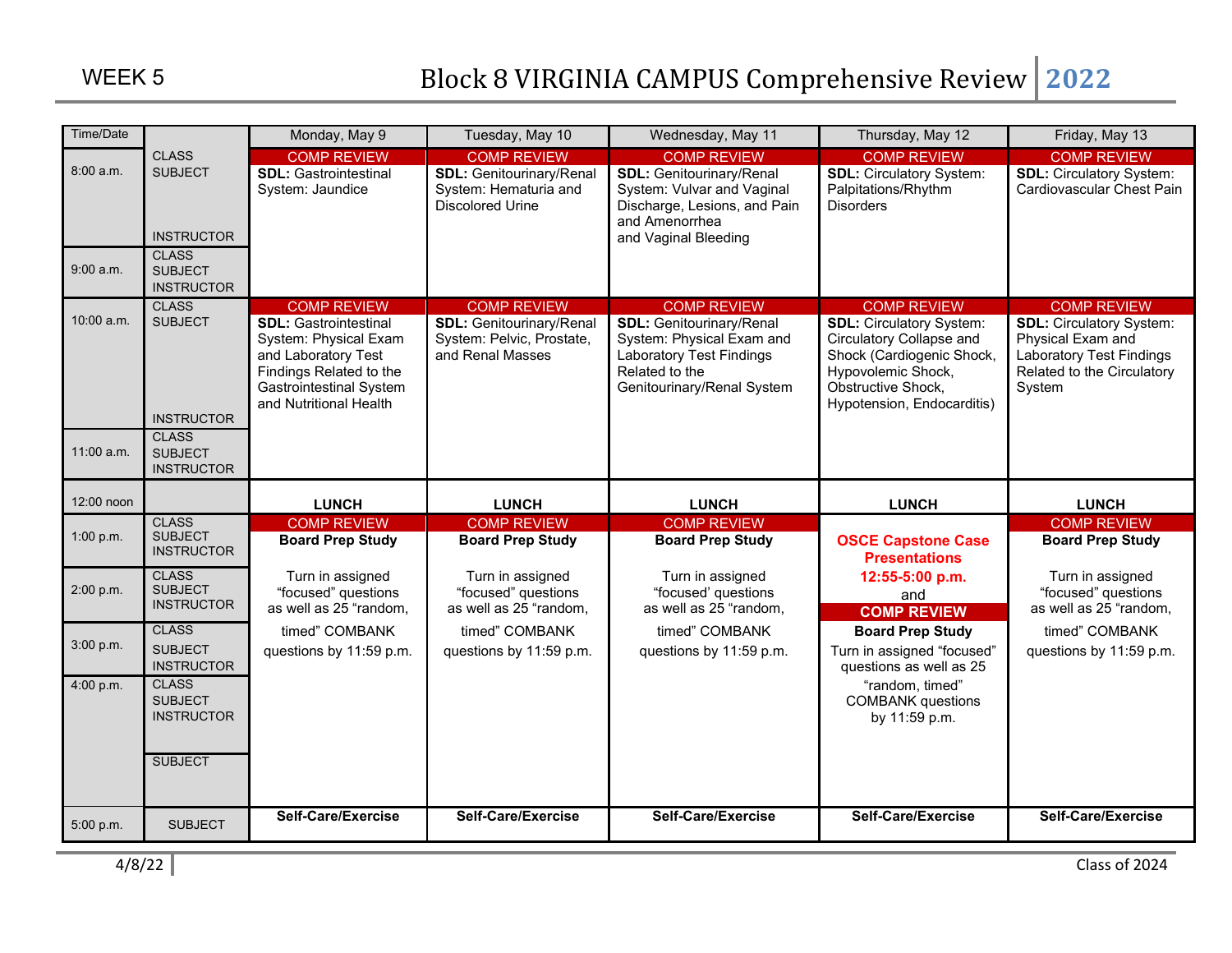WEEK 5

# Block 8 VIRGINIA CAMPUS Comprehensive Review 2022

| Time/Date | | Monday, May 9 | Tuesday, May 10 | Wednesday, May 11 | Thursday, May 12 | Friday, May 13 |
|---|---|---|---|---|---|---|
| 8:00 a.m. | CLASS SUBJECT INSTRUCTOR | COMP REVIEW **SDL:** Gastrointestinal System: Jaundice | COMP REVIEW **SDL:** Genitourinary/Renal System: Hematuria and Discolored Urine | COMP REVIEW **SDL:** Genitourinary/Renal System: Vulvar and Vaginal Discharge, Lesions, and Pain and Amenorrhea and Vaginal Bleeding | COMP REVIEW **SDL:** Circulatory System: Palpitations/Rhythm Disorders | COMP REVIEW **SDL:** Circulatory System: Cardiovascular Chest Pain |
| 9:00 a.m. | CLASS SUBJECT INSTRUCTOR | | | | | |
| 10:00 a.m. | CLASS SUBJECT INSTRUCTOR | COMP REVIEW **SDL:** Gastrointestinal System: Physical Exam and Laboratory Test Findings Related to the Gastrointestinal System and Nutritional Health | COMP REVIEW **SDL:** Genitourinary/Renal System: Pelvic, Prostate, and Renal Masses | COMP REVIEW **SDL:** Genitourinary/Renal System: Physical Exam and Laboratory Test Findings Related to the Genitourinary/Renal System | COMP REVIEW **SDL:** Circulatory System: Circulatory Collapse and Shock (Cardiogenic Shock, Hypovolemic Shock, Obstructive Shock, Hypotension, Endocarditis) | COMP REVIEW **SDL:** Circulatory System: Physical Exam and Laboratory Test Findings Related to the Circulatory System |
| 11:00 a.m. | CLASS SUBJECT INSTRUCTOR | | | | | |
| 12:00 noon | | **LUNCH** | **LUNCH** | **LUNCH** | **LUNCH** | **LUNCH** |
| 1:00 p.m. | CLASS SUBJECT INSTRUCTOR | COMP REVIEW **Board Prep Study** Turn in assigned "focused" questions as well as 25 "random, timed" COMBANK questions by 11:59 p.m. | COMP REVIEW **Board Prep Study** Turn in assigned "focused" questions as well as 25 "random, timed" COMBANK questions by 11:59 p.m. | COMP REVIEW **Board Prep Study** Turn in assigned "focused' questions as well as 25 "random, timed" COMBANK questions by 11:59 p.m. | **OSCE Capstone Case Presentations 12:55-5:00 p.m.** and COMP REVIEW **Board Prep Study** Turn in assigned "focused" questions as well as 25 "random, timed" COMBANK questions by 11:59 p.m. | COMP REVIEW **Board Prep Study** Turn in assigned "focused" questions as well as 25 "random, timed" COMBANK questions by 11:59 p.m. |
| 2:00 p.m. | CLASS SUBJECT INSTRUCTOR | | | | | |
| 3:00 p.m. | CLASS SUBJECT INSTRUCTOR | | | | | |
| 4:00 p.m. | CLASS SUBJECT INSTRUCTOR SUBJECT | | | | | |
| 5:00 p.m. | SUBJECT | **Self-Care/Exercise** | **Self-Care/Exercise** | **Self-Care/Exercise** | **Self-Care/Exercise** | **Self-Care/Exercise** |

4/8/22

Class of 2024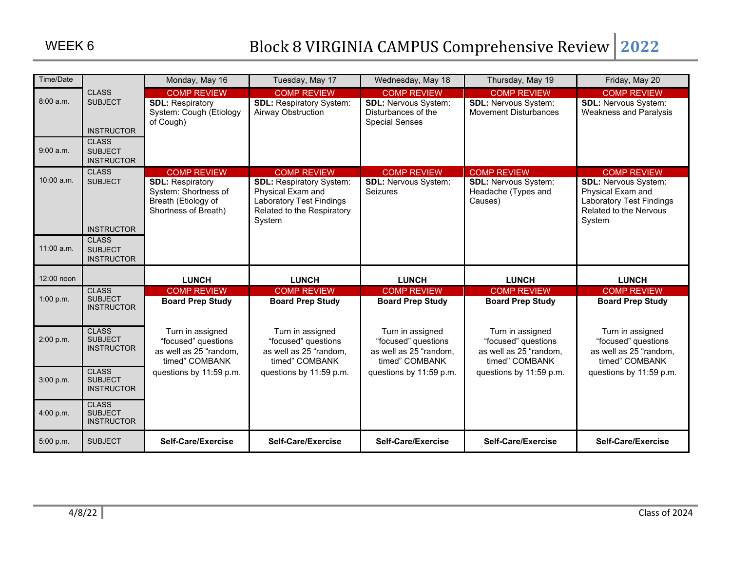WEEK 6

# Block 8 VIRGINIA CAMPUS Comprehensive Review 2022

| Time/Date | | Monday, May 16 | Tuesday, May 17 | Wednesday, May 18 | Thursday, May 19 | Friday, May 20 |
|---|---|---|---|---|---|---|
| 8:00 a.m. | CLASS SUBJECT INSTRUCTOR | COMP REVIEW **SDL:** Respiratory System: Cough (Etiology of Cough) | COMP REVIEW **SDL:** Respiratory System: Airway Obstruction | COMP REVIEW **SDL:** Nervous System: Disturbances of the Special Senses | COMP REVIEW **SDL:** Nervous System: Movement Disturbances | COMP REVIEW **SDL:** Nervous System: Weakness and Paralysis |
| 9:00 a.m. | CLASS SUBJECT INSTRUCTOR | | | | | |
| 10:00 a.m. | CLASS SUBJECT INSTRUCTOR | COMP REVIEW **SDL:** Respiratory System: Shortness of Breath (Etiology of Shortness of Breath) | COMP REVIEW **SDL:** Respiratory System: Physical Exam and Laboratory Test Findings Related to the Respiratory System | COMP REVIEW **SDL:** Nervous System: Seizures | COMP REVIEW **SDL:** Nervous System: Headache (Types and Causes) | COMP REVIEW **SDL:** Nervous System: Physical Exam and Laboratory Test Findings Related to the Nervous System |
| 11:00 a.m. | CLASS SUBJECT INSTRUCTOR | | | | | |
| 12:00 noon | | **LUNCH** | **LUNCH** | **LUNCH** | **LUNCH** | **LUNCH** |
| 1:00 p.m. | CLASS SUBJECT INSTRUCTOR | COMP REVIEW **Board Prep Study** Turn in assigned "focused" questions as well as 25 "random, timed" COMBANK questions by 11:59 p.m. | COMP REVIEW **Board Prep Study** Turn in assigned "focused" questions as well as 25 "random, timed" COMBANK questions by 11:59 p.m. | COMP REVIEW **Board Prep Study** Turn in assigned "focused" questions as well as 25 "random, timed" COMBANK questions by 11:59 p.m. | COMP REVIEW **Board Prep Study** Turn in assigned "focused" questions as well as 25 "random, timed" COMBANK questions by 11:59 p.m. | COMP REVIEW **Board Prep Study** Turn in assigned "focused" questions as well as 25 "random, timed" COMBANK questions by 11:59 p.m. |
| 2:00 p.m. | CLASS SUBJECT INSTRUCTOR | | | | | |
| 3:00 p.m. | CLASS SUBJECT INSTRUCTOR | | | | | |
| 4:00 p.m. | CLASS SUBJECT INSTRUCTOR | | | | | |
| 5:00 p.m. | SUBJECT | **Self-Care/Exercise** | **Self-Care/Exercise** | **Self-Care/Exercise** | **Self-Care/Exercise** | **Self-Care/Exercise** |

4/8/22

Class of 2024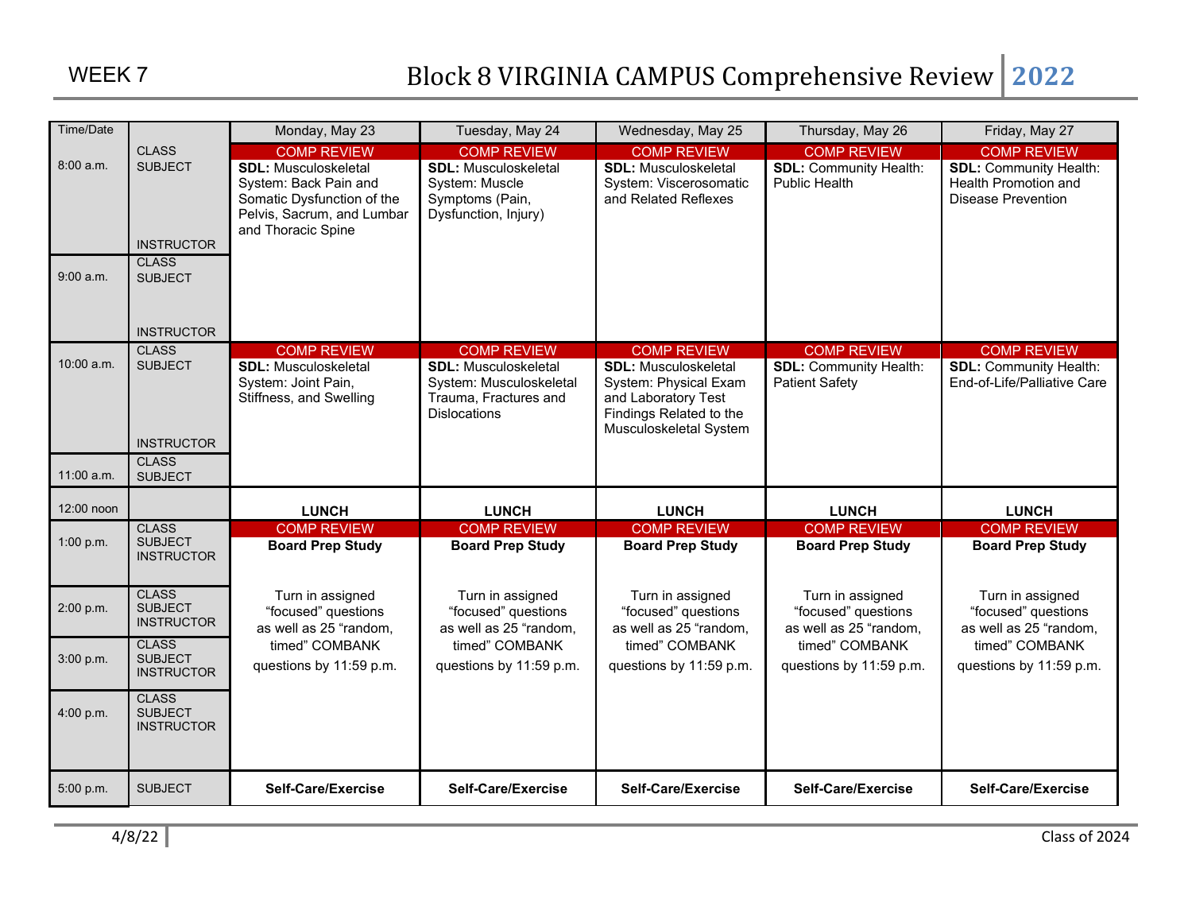WEEK 7

# Block 8 VIRGINIA CAMPUS Comprehensive Review 2022

| Time/Date | | Monday, May 23 | Tuesday, May 24 | Wednesday, May 25 | Thursday, May 26 | Friday, May 27 |
|---|---|---|---|---|---|---|
| 8:00 a.m. | CLASS SUBJECT INSTRUCTOR | COMP REVIEW **SDL:** Musculoskeletal System: Back Pain and Somatic Dysfunction of the Pelvis, Sacrum, and Lumbar and Thoracic Spine | COMP REVIEW **SDL:** Musculoskeletal System: Muscle Symptoms (Pain, Dysfunction, Injury) | COMP REVIEW **SDL:** Musculoskeletal System: Viscerosomatic and Related Reflexes | COMP REVIEW **SDL:** Community Health: Public Health | COMP REVIEW **SDL:** Community Health: Health Promotion and Disease Prevention |
| 9:00 a.m. | CLASS SUBJECT INSTRUCTOR | | | | | |
| 10:00 a.m. | CLASS SUBJECT INSTRUCTOR | COMP REVIEW **SDL:** Musculoskeletal System: Joint Pain, Stiffness, and Swelling | COMP REVIEW **SDL:** Musculoskeletal System: Musculoskeletal Trauma, Fractures and Dislocations | COMP REVIEW **SDL:** Musculoskeletal System: Physical Exam and Laboratory Test Findings Related to the Musculoskeletal System | COMP REVIEW **SDL:** Community Health: Patient Safety | COMP REVIEW **SDL:** Community Health: End-of-Life/Palliative Care |
| 11:00 a.m. | CLASS SUBJECT | | | | | |
| 12:00 noon | | **LUNCH** | **LUNCH** | **LUNCH** | **LUNCH** | **LUNCH** |
| 1:00 p.m. | CLASS SUBJECT INSTRUCTOR | COMP REVIEW **Board Prep Study** Turn in assigned “focused” questions as well as 25 “random, timed” COMBANK questions by 11:59 p.m. | COMP REVIEW **Board Prep Study** Turn in assigned “focused” questions as well as 25 “random, timed” COMBANK questions by 11:59 p.m. | COMP REVIEW **Board Prep Study** Turn in assigned “focused” questions as well as 25 “random, timed” COMBANK questions by 11:59 p.m. | COMP REVIEW **Board Prep Study** Turn in assigned “focused” questions as well as 25 “random, timed” COMBANK questions by 11:59 p.m. | COMP REVIEW **Board Prep Study** Turn in assigned “focused” questions as well as 25 “random, timed” COMBANK questions by 11:59 p.m. |
| 2:00 p.m. | CLASS SUBJECT INSTRUCTOR | | | | | |
| 3:00 p.m. | CLASS SUBJECT INSTRUCTOR | | | | | |
| 4:00 p.m. | CLASS SUBJECT INSTRUCTOR | | | | | |
| 5:00 p.m. | SUBJECT | **Self-Care/Exercise** | **Self-Care/Exercise** | **Self-Care/Exercise** | **Self-Care/Exercise** | **Self-Care/Exercise** |

4/8/22 | Class of 2024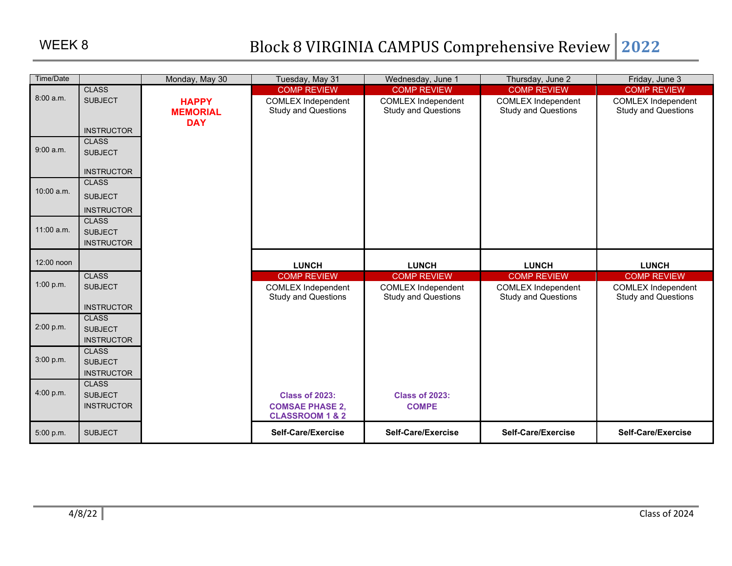WEEK 8

# Block 8 VIRGINIA CAMPUS Comprehensive Review 2022

| Time/Date | | Monday, May 30 | Tuesday, May 31 | Wednesday, June 1 | Thursday, June 2 | Friday, June 3 |
|---|---|---|---|---|---|---|
| 8:00 a.m. | CLASS<br>SUBJECT<br>INSTRUCTOR | **HAPPY MEMORIAL DAY** | COMP REVIEW<br>COMLEX Independent Study and Questions | COMP REVIEW<br>COMLEX Independent Study and Questions | COMP REVIEW<br>COMLEX Independent Study and Questions | COMP REVIEW<br>COMLEX Independent Study and Questions |
| 9:00 a.m. | CLASS<br>SUBJECT<br>INSTRUCTOR | | | | | |
| 10:00 a.m. | CLASS<br>SUBJECT<br>INSTRUCTOR | | | | | |
| 11:00 a.m. | CLASS<br>SUBJECT<br>INSTRUCTOR | | | | | |
| 12:00 noon | | | **LUNCH** | **LUNCH** | **LUNCH** | **LUNCH** |
| 1:00 p.m. | CLASS<br>SUBJECT<br>INSTRUCTOR | | COMP REVIEW<br>COMLEX Independent Study and Questions | COMP REVIEW<br>COMLEX Independent Study and Questions | COMP REVIEW<br>COMLEX Independent Study and Questions | COMP REVIEW<br>COMLEX Independent Study and Questions |
| 2:00 p.m. | CLASS<br>SUBJECT<br>INSTRUCTOR | | | | | |
| 3:00 p.m. | CLASS<br>SUBJECT<br>INSTRUCTOR | | | | | |
| 4:00 p.m. | CLASS<br>SUBJECT<br>INSTRUCTOR | | **Class of 2023: COMSAE PHASE 2, CLASSROOM 1 & 2** | **Class of 2023: COMPE** | | |
| 5:00 p.m. | SUBJECT | | **Self-Care/Exercise** | **Self-Care/Exercise** | **Self-Care/Exercise** | **Self-Care/Exercise** |

4/8/22 Class of 2024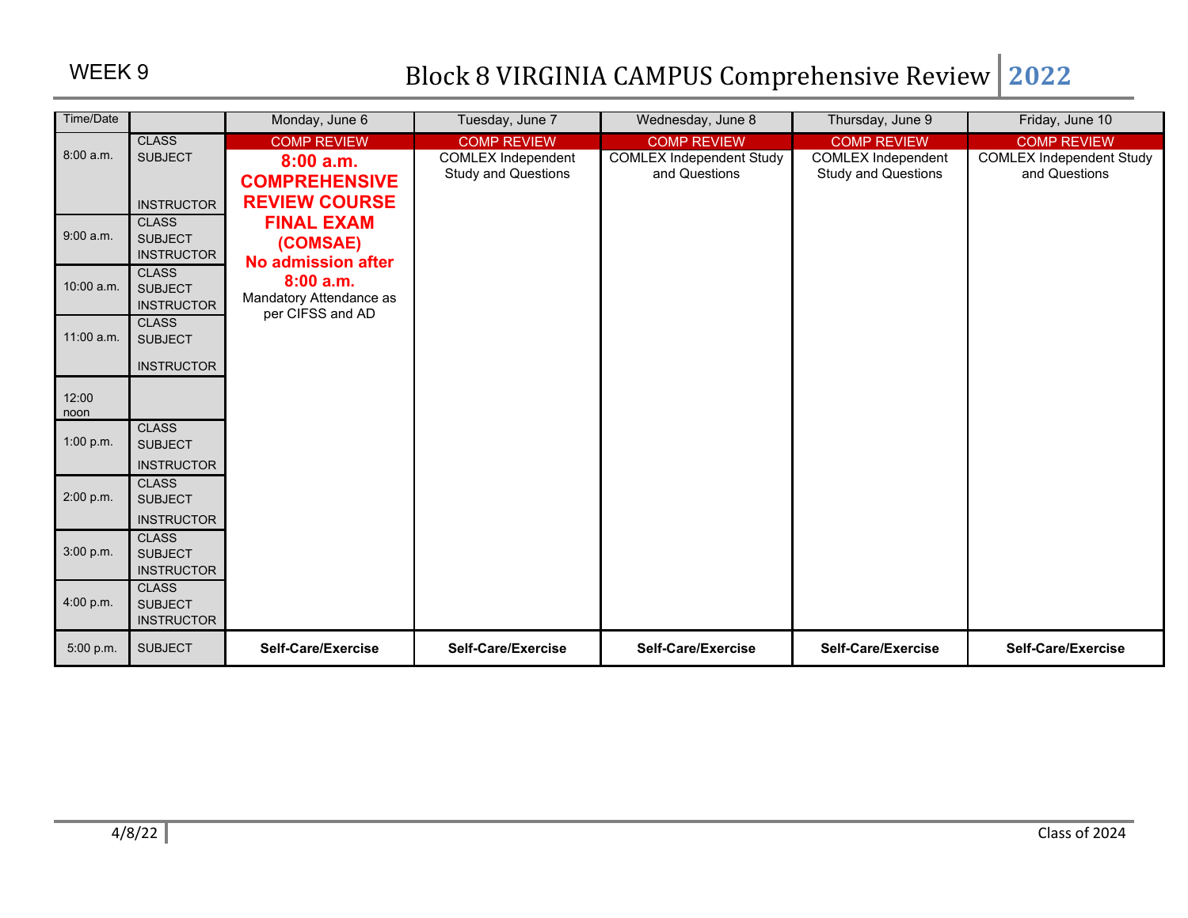WEEK 9

# Block 8 VIRGINIA CAMPUS Comprehensive Review 2022

| Time/Date | | Monday, June 6 | Tuesday, June 7 | Wednesday, June 8 | Thursday, June 9 | Friday, June 10 |
|---|---|---|---|---|---|---|
| 8:00 a.m. | CLASS<br>SUBJECT<br>INSTRUCTOR | COMP REVIEW<br>**8:00 a.m. COMPREHENSIVE REVIEW COURSE FINAL EXAM (COMSAE)**<br>**No admission after 8:00 a.m.**<br>Mandatory Attendance as per CIFSS and AD | COMP REVIEW<br>COMLEX Independent Study and Questions | COMP REVIEW<br>COMLEX Independent Study and Questions | COMP REVIEW<br>COMLEX Independent Study and Questions | COMP REVIEW<br>COMLEX Independent Study and Questions |
| 9:00 a.m. | CLASS<br>SUBJECT<br>INSTRUCTOR | | | | | |
| 10:00 a.m. | CLASS<br>SUBJECT<br>INSTRUCTOR | | | | | |
| 11:00 a.m. | CLASS<br>SUBJECT<br>INSTRUCTOR | | | | | |
| 12:00 noon | | | | | | |
| 1:00 p.m. | CLASS<br>SUBJECT<br>INSTRUCTOR | | | | | |
| 2:00 p.m. | CLASS<br>SUBJECT<br>INSTRUCTOR | | | | | |
| 3:00 p.m. | CLASS<br>SUBJECT<br>INSTRUCTOR | | | | | |
| 4:00 p.m. | CLASS<br>SUBJECT<br>INSTRUCTOR | | | | | |
| 5:00 p.m. | SUBJECT | **Self-Care/Exercise** | **Self-Care/Exercise** | **Self-Care/Exercise** | **Self-Care/Exercise** | **Self-Care/Exercise** |

4/8/22 | Class of 2024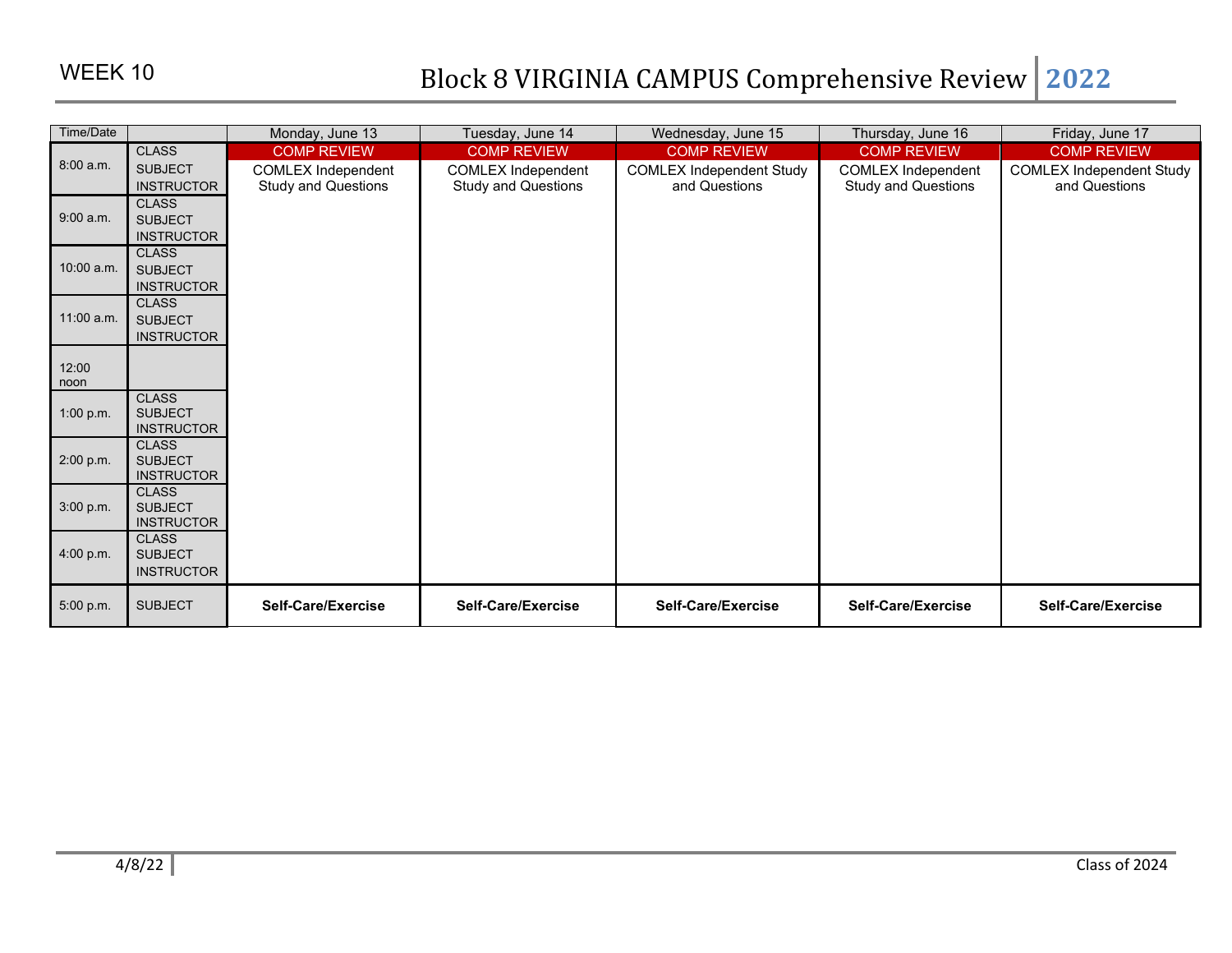WEEK 10

# Block 8 VIRGINIA CAMPUS Comprehensive Review 2022

| Time/Date | | Monday, June 13 | Tuesday, June 14 | Wednesday, June 15 | Thursday, June 16 | Friday, June 17 |
|---|---|---|---|---|---|---|
| 8:00 a.m. | CLASS SUBJECT INSTRUCTOR | COMP REVIEW<br>COMLEX Independent Study and Questions | COMP REVIEW<br>COMLEX Independent Study and Questions | COMP REVIEW<br>COMLEX Independent Study and Questions | COMP REVIEW<br>COMLEX Independent Study and Questions | COMP REVIEW<br>COMLEX Independent Study and Questions |
| 9:00 a.m. | CLASS SUBJECT INSTRUCTOR | | | | | |
| 10:00 a.m. | CLASS SUBJECT INSTRUCTOR | | | | | |
| 11:00 a.m. | CLASS SUBJECT INSTRUCTOR | | | | | |
| 12:00 noon | | | | | | |
| 1:00 p.m. | CLASS SUBJECT INSTRUCTOR | | | | | |
| 2:00 p.m. | CLASS SUBJECT INSTRUCTOR | | | | | |
| 3:00 p.m. | CLASS SUBJECT INSTRUCTOR | | | | | |
| 4:00 p.m. | CLASS SUBJECT INSTRUCTOR | | | | | |
| 5:00 p.m. | SUBJECT | **Self-Care/Exercise** | **Self-Care/Exercise** | **Self-Care/Exercise** | **Self-Care/Exercise** | **Self-Care/Exercise** |

4/8/22 | Class of 2024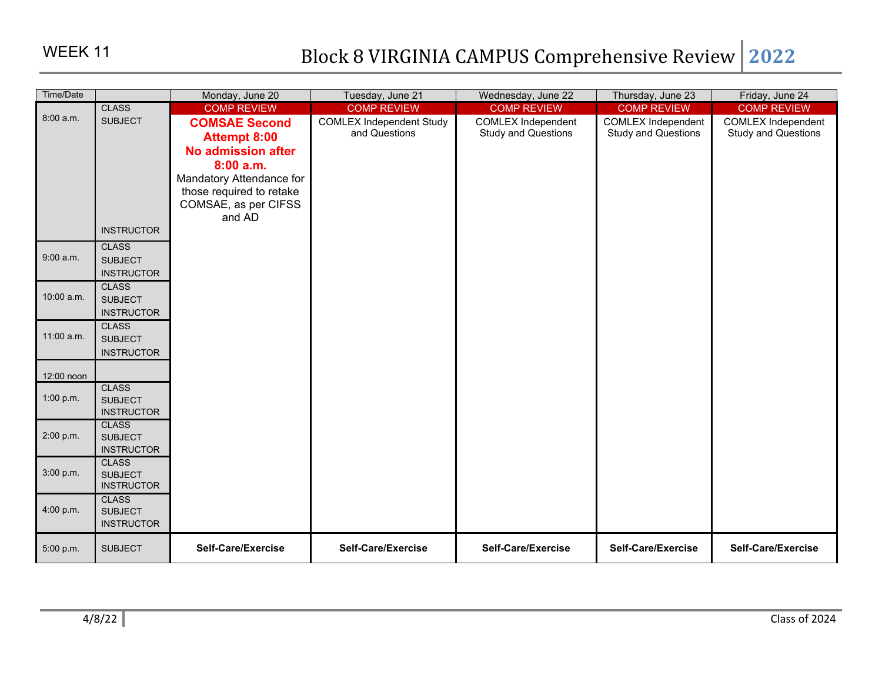WEEK 11

# Block 8 VIRGINIA CAMPUS Comprehensive Review 2022

| Time/Date | | Monday, June 20 | Tuesday, June 21 | Wednesday, June 22 | Thursday, June 23 | Friday, June 24 |
|---|---|---|---|---|---|---|
| 8:00 a.m. | CLASS | COMP REVIEW | COMP REVIEW | COMP REVIEW | COMP REVIEW | COMP REVIEW |
| | SUBJECT | **COMSAE Second Attempt 8:00 No admission after 8:00 a.m.** Mandatory Attendance for those required to retake COMSAE, as per CIFSS and AD | COMLEX Independent Study and Questions | COMLEX Independent Study and Questions | COMLEX Independent Study and Questions | COMLEX Independent Study and Questions |
| | INSTRUCTOR | | | | | |
| 9:00 a.m. | CLASS SUBJECT INSTRUCTOR | | | | | |
| 10:00 a.m. | CLASS SUBJECT INSTRUCTOR | | | | | |
| 11:00 a.m. | CLASS SUBJECT INSTRUCTOR | | | | | |
| 12:00 noon | | | | | | |
| 1:00 p.m. | CLASS SUBJECT INSTRUCTOR | | | | | |
| 2:00 p.m. | CLASS SUBJECT INSTRUCTOR | | | | | |
| 3:00 p.m. | CLASS SUBJECT INSTRUCTOR | | | | | |
| 4:00 p.m. | CLASS SUBJECT INSTRUCTOR | | | | | |
| 5:00 p.m. | SUBJECT | **Self-Care/Exercise** | **Self-Care/Exercise** | **Self-Care/Exercise** | **Self-Care/Exercise** | **Self-Care/Exercise** |

4/8/22

Class of 2024